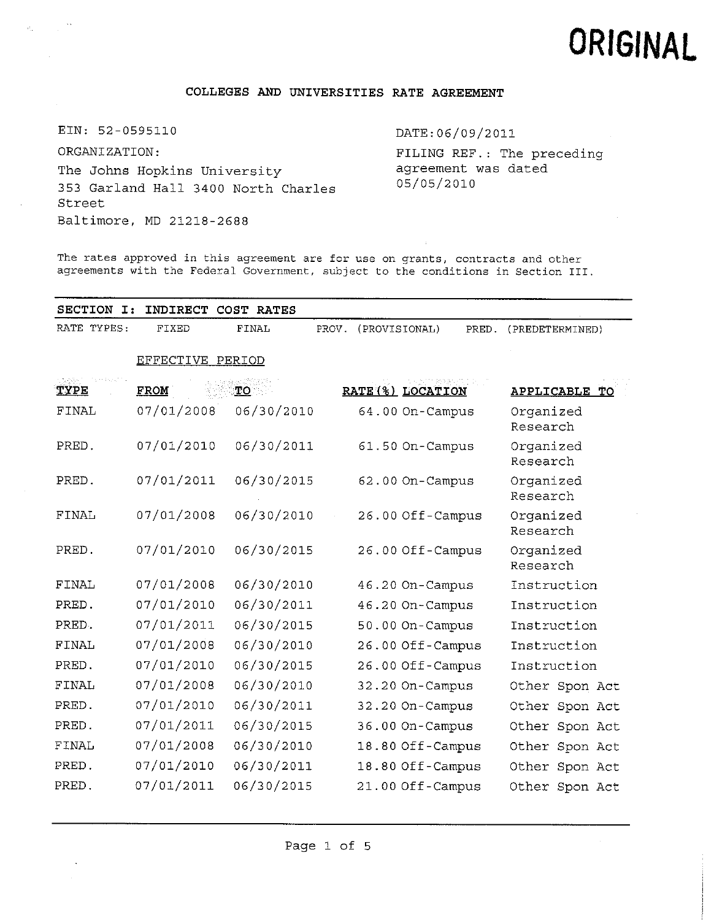**ORIGINAL**

# COLLEGES AND UNIVERSITIES RATE AGREEMENT

EIN: 52-0595110

ORGANIZATION:
The Johns Hopkins University
353 Garland Hall 3400 North Charles Street
Baltimore, MD 21218-2688

DATE:06/09/2011

FILING REF.: The preceding agreement was dated 05/05/2010

The rates approved in this agreement are for use on grants, contracts and other agreements with the Federal Government, subject to the conditions in Section III.

## SECTION I: INDIRECT COST RATES

RATE TYPES: FIXED FINAL PROV. (PROVISIONAL) PRED. (PREDETERMINED)

| TYPE | EFFECTIVE PERIOD FROM | TO | RATE(%) | LOCATION | APPLICABLE TO |
|---|---|---|---|---|---|
| FINAL | 07/01/2008 | 06/30/2010 | 64.00 | On-Campus | Organized Research |
| PRED. | 07/01/2010 | 06/30/2011 | 61.50 | On-Campus | Organized Research |
| PRED. | 07/01/2011 | 06/30/2015 | 62.00 | On-Campus | Organized Research |
| FINAL | 07/01/2008 | 06/30/2010 | 26.00 | Off-Campus | Organized Research |
| PRED. | 07/01/2010 | 06/30/2015 | 26.00 | Off-Campus | Organized Research |
| FINAL | 07/01/2008 | 06/30/2010 | 46.20 | On-Campus | Instruction |
| PRED. | 07/01/2010 | 06/30/2011 | 46.20 | On-Campus | Instruction |
| PRED. | 07/01/2011 | 06/30/2015 | 50.00 | On-Campus | Instruction |
| FINAL | 07/01/2008 | 06/30/2010 | 26.00 | Off-Campus | Instruction |
| PRED. | 07/01/2010 | 06/30/2015 | 26.00 | Off-Campus | Instruction |
| FINAL | 07/01/2008 | 06/30/2010 | 32.20 | On-Campus | Other Spon Act |
| PRED. | 07/01/2010 | 06/30/2011 | 32.20 | On-Campus | Other Spon Act |
| PRED. | 07/01/2011 | 06/30/2015 | 36.00 | On-Campus | Other Spon Act |
| FINAL | 07/01/2008 | 06/30/2010 | 18.80 | Off-Campus | Other Spon Act |
| PRED. | 07/01/2010 | 06/30/2011 | 18.80 | Off-Campus | Other Spon Act |
| PRED. | 07/01/2011 | 06/30/2015 | 21.00 | Off-Campus | Other Spon Act |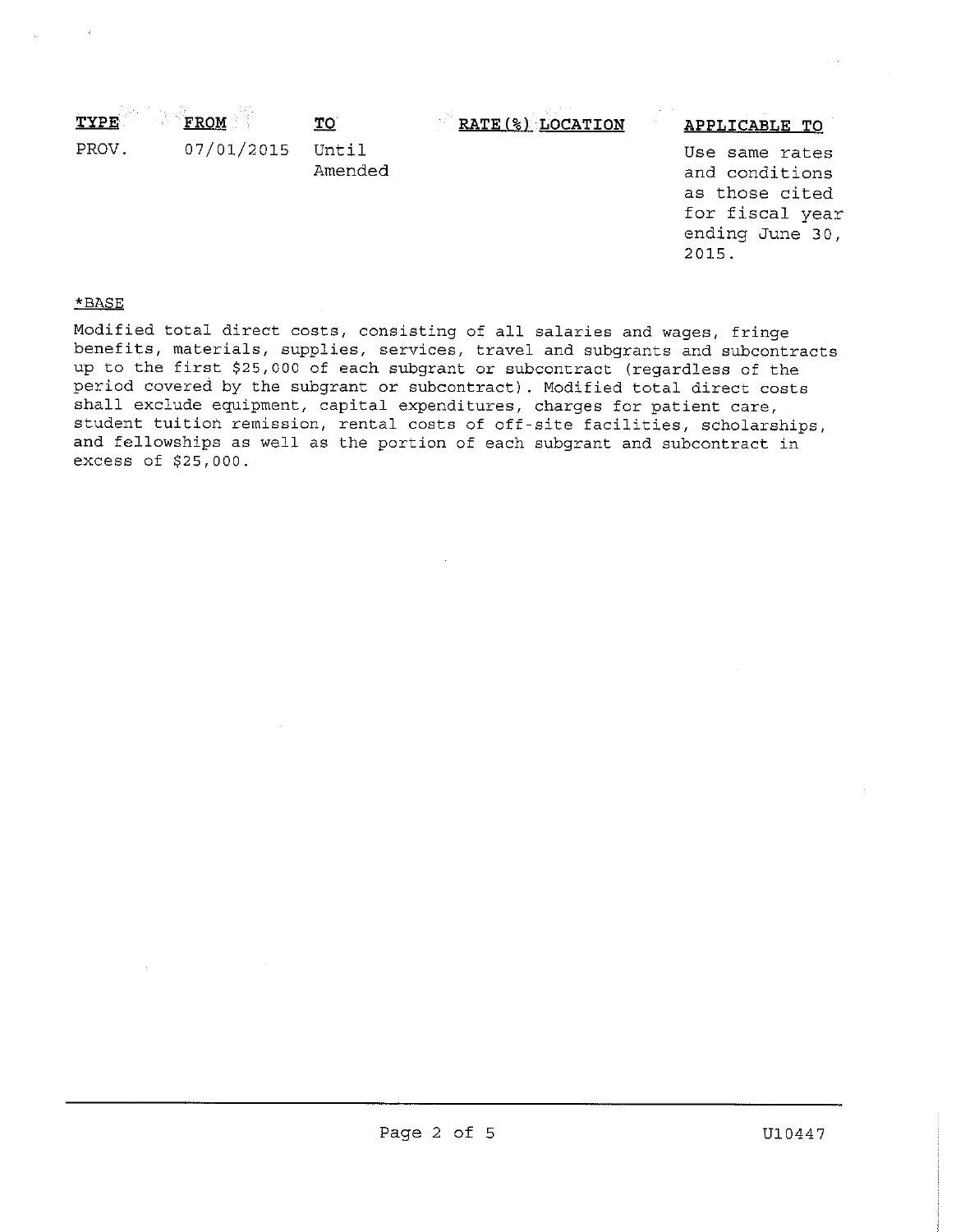| TYPE | FROM | TO | RATE(%) LOCATION | APPLICABLE TO |
|---|---|---|---|---|
| PROV. | 07/01/2015 | Until Amended | | Use same rates and conditions as those cited for fiscal year ending June 30, 2015. |

*BASE

Modified total direct costs, consisting of all salaries and wages, fringe benefits, materials, supplies, services, travel and subgrants and subcontracts up to the first $25,000 of each subgrant or subcontract (regardless of the period covered by the subgrant or subcontract). Modified total direct costs shall exclude equipment, capital expenditures, charges for patient care, student tuition remission, rental costs of off-site facilities, scholarships, and fellowships as well as the portion of each subgrant and subcontract in excess of $25,000.

U10447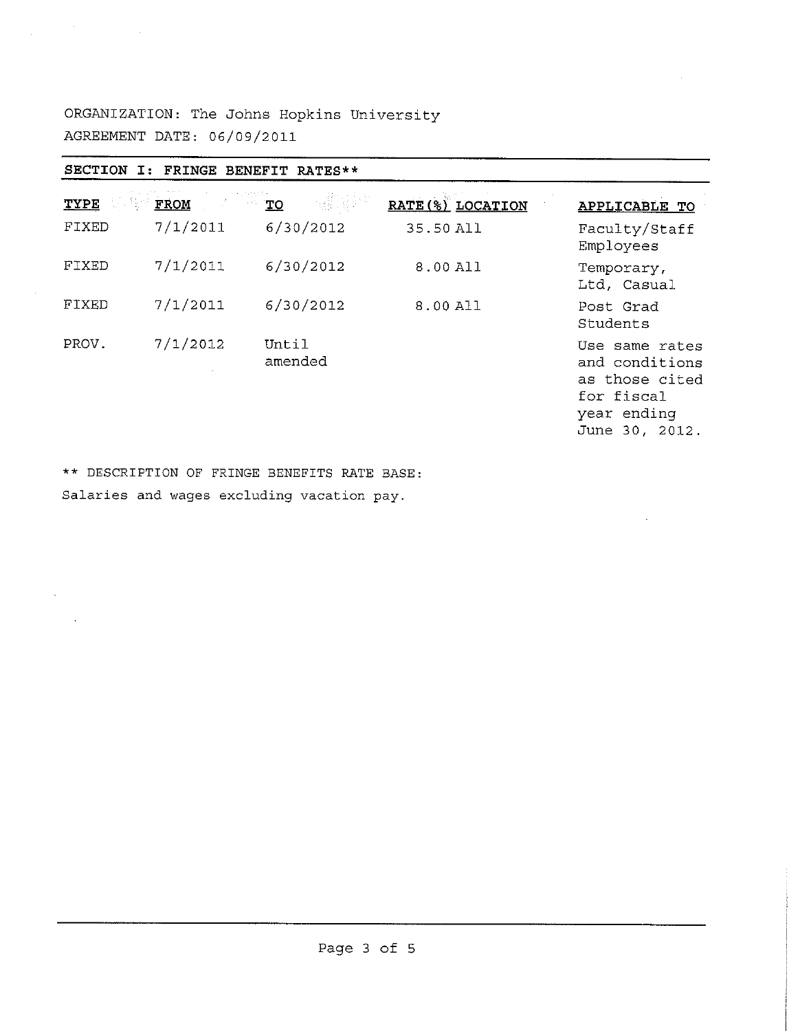ORGANIZATION: The Johns Hopkins University

AGREEMENT DATE: 06/09/2011

## SECTION I: FRINGE BENEFIT RATES**

| TYPE | FROM | TO | RATE(%) | LOCATION | APPLICABLE TO |
|---|---|---|---|---|---|
| FIXED | 7/1/2011 | 6/30/2012 | 35.50 | All | Faculty/Staff Employees |
| FIXED | 7/1/2011 | 6/30/2012 | 8.00 | All | Temporary, Ltd, Casual |
| FIXED | 7/1/2011 | 6/30/2012 | 8.00 | All | Post Grad Students |
| PROV. | 7/1/2012 | Until amended | | | Use same rates and conditions as those cited for fiscal year ending June 30, 2012. |

** DESCRIPTION OF FRINGE BENEFITS RATE BASE:

Salaries and wages excluding vacation pay.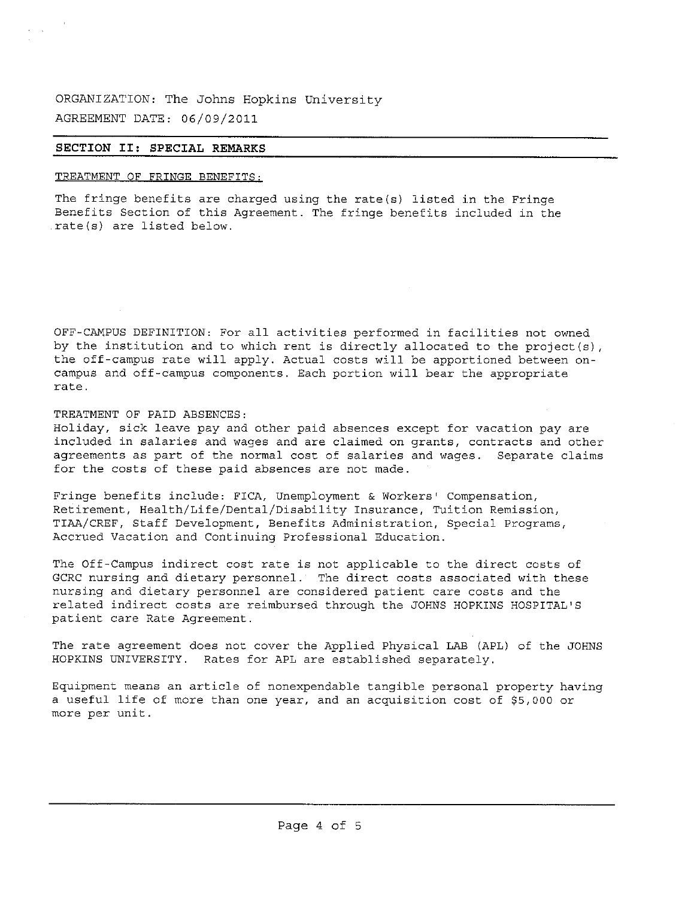ORGANIZATION: The Johns Hopkins University

AGREEMENT DATE: 06/09/2011

## SECTION II: SPECIAL REMARKS

TREATMENT OF FRINGE BENEFITS:

The fringe benefits are charged using the rate(s) listed in the Fringe Benefits Section of this Agreement. The fringe benefits included in the rate(s) are listed below.

OFF-CAMPUS DEFINITION: For all activities performed in facilities not owned by the institution and to which rent is directly allocated to the project(s), the off-campus rate will apply. Actual costs will be apportioned between on-campus and off-campus components. Each portion will bear the appropriate rate.

TREATMENT OF PAID ABSENCES:

Holiday, sick leave pay and other paid absences except for vacation pay are included in salaries and wages and are claimed on grants, contracts and other agreements as part of the normal cost of salaries and wages. Separate claims for the costs of these paid absences are not made.

Fringe benefits include: FICA, Unemployment & Workers' Compensation, Retirement, Health/Life/Dental/Disability Insurance, Tuition Remission, TIAA/CREF, Staff Development, Benefits Administration, Special Programs, Accrued Vacation and Continuing Professional Education.

The Off-Campus indirect cost rate is not applicable to the direct costs of GCRC nursing and dietary personnel. The direct costs associated with these nursing and dietary personnel are considered patient care costs and the related indirect costs are reimbursed through the JOHNS HOPKINS HOSPITAL'S patient care Rate Agreement.

The rate agreement does not cover the Applied Physical LAB (APL) of the JOHNS HOPKINS UNIVERSITY. Rates for APL are established separately.

Equipment means an article of nonexpendable tangible personal property having a useful life of more than one year, and an acquisition cost of $5,000 or more per unit.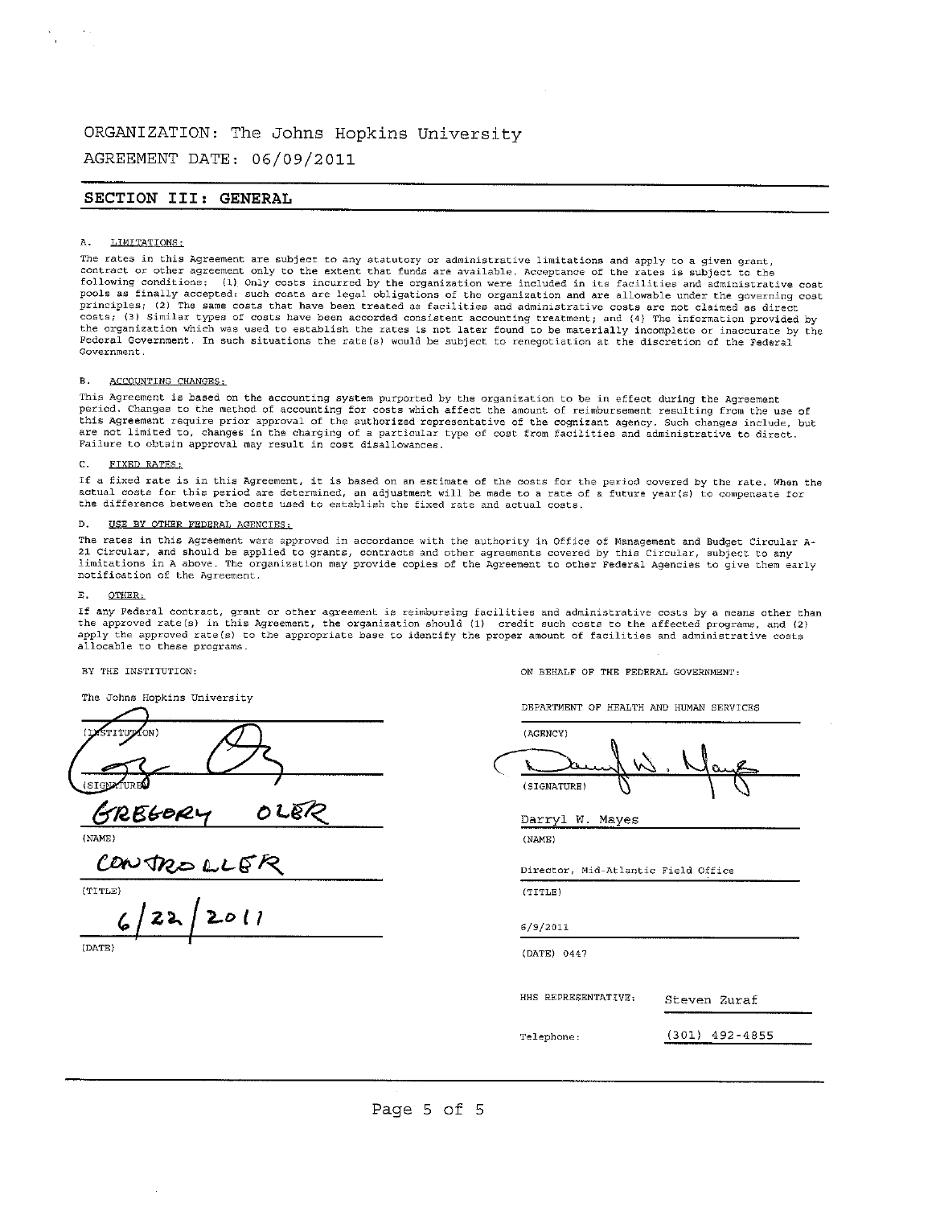ORGANIZATION: The Johns Hopkins University

AGREEMENT DATE: 06/09/2011

## SECTION III: GENERAL

A. LIMITATIONS:

The rates in this Agreement are subject to any statutory or administrative limitations and apply to a given grant, contract or other agreement only to the extent that funds are available. Acceptance of the rates is subject to the following conditions: (1) Only costs incurred by the organization were included in its facilities and administrative cost pools as finally accepted: such costs are legal obligations of the organization and are allowable under the governing cost principles; (2) The same costs that have been treated as facilities and administrative costs are not claimed as direct costs; (3) Similar types of costs have been accorded consistent accounting treatment; and (4) The information provided by the organization which was used to establish the rates is not later found to be materially incomplete or inaccurate by the Federal Government. In such situations the rate(s) would be subject to renegotiation at the discretion of the Federal Government.

B. ACCOUNTING CHANGES:

This Agreement is based on the accounting system purported by the organization to be in effect during the Agreement period. Changes to the method of accounting for costs which affect the amount of reimbursement resulting from the use of this Agreement require prior approval of the authorized representative of the cognizant agency. Such changes include, but are not limited to, changes in the charging of a particular type of cost from facilities and administrative to direct. Failure to obtain approval may result in cost disallowances.

C. FIXED RATES:

If a fixed rate is in this Agreement, it is based on an estimate of the costs for the period covered by the rate. When the actual costs for this period are determined, an adjustment will be made to a rate of a future year(s) to compensate for the difference between the costs used to establish the fixed rate and actual costs.

D. USE BY OTHER FEDERAL AGENCIES:

The rates in this Agreement were approved in accordance with the authority in Office of Management and Budget Circular A-21 Circular, and should be applied to grants, contracts and other agreements covered by this Circular, subject to any limitations in A above. The organization may provide copies of the Agreement to other Federal Agencies to give them early notification of the Agreement.

E. OTHER:

If any Federal contract, grant or other agreement is reimbursing facilities and administrative costs by a means other than the approved rate(s) in this Agreement, the organization should (1) credit such costs to the affected programs, and (2) apply the approved rate(s) to the appropriate base to identify the proper amount of facilities and administrative costs allocable to these programs.

BY THE INSTITUTION:

The Johns Hopkins University

(INSTITUTION)

[signature]

(SIGNATURE)

GREGORY OLER

(NAME)

CONTROLLER

(TITLE)

6/22/2011

(DATE)

ON BEHALF OF THE FEDERAL GOVERNMENT:

DEPARTMENT OF HEALTH AND HUMAN SERVICES

(AGENCY)

[signature]

(SIGNATURE)

Darryl W. Mayes

(NAME)

Director, Mid-Atlantic Field Office

(TITLE)

6/9/2011

(DATE) 0447

HHS REPRESENTATIVE: Steven Zuraf

Telephone: (301) 492-4855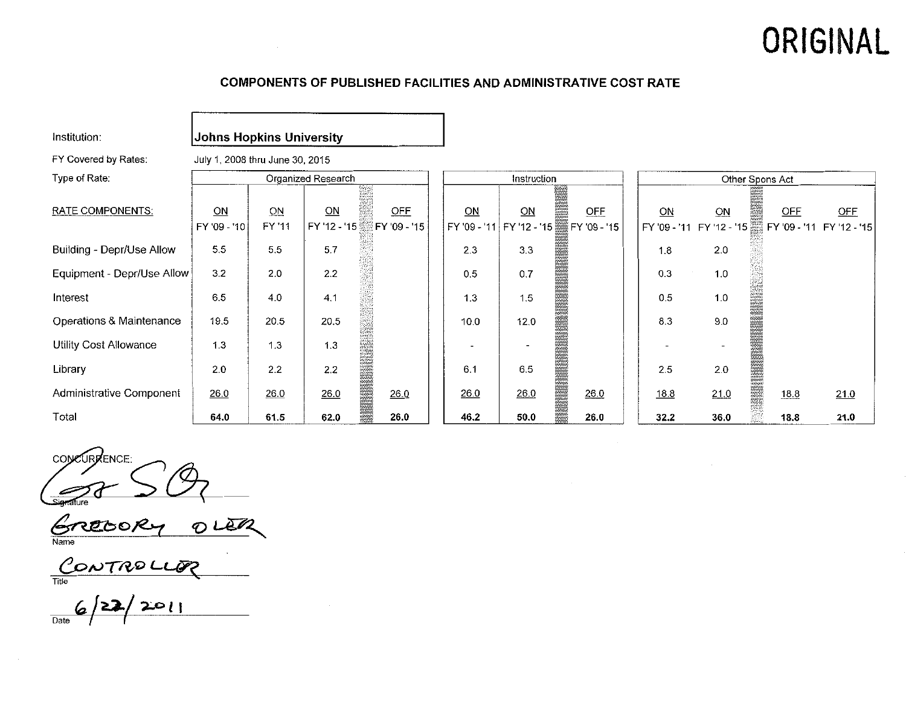ORIGINAL

## COMPONENTS OF PUBLISHED FACILITIES AND ADMINISTRATIVE COST RATE

Institution: **Johns Hopkins University**

FY Covered by Rates: July 1, 2008 thru June 30, 2015

| Type of Rate: | Organized Research | | | | Instruction | | | Other Spons Act | | | |
|---|---|---|---|---|---|---|---|---|---|---|---|
| RATE COMPONENTS: | ON FY '09 - '10 | ON FY '11 | ON FY '12 - '15 | OFF FY '09 - '15 | ON FY '09 - '11 | ON FY '12 - '15 | OFF FY '09 - '15 | ON FY '09 - '11 | ON FY '12 - '15 | OFF FY '09 - '11 | OFF FY '12 - '15 |
| Building - Depr/Use Allow | 5.5 | 5.5 | 5.7 | | 2.3 | 3.3 | | 1.8 | 2.0 | | |
| Equipment - Depr/Use Allow | 3.2 | 2.0 | 2.2 | | 0.5 | 0.7 | | 0.3 | 1.0 | | |
| Interest | 6.5 | 4.0 | 4.1 | | 1.3 | 1.5 | | 0.5 | 1.0 | | |
| Operations & Maintenance | 19.5 | 20.5 | 20.5 | | 10.0 | 12.0 | | 8.3 | 9.0 | | |
| Utility Cost Allowance | 1.3 | 1.3 | 1.3 | | - | - | | - | - | | |
| Library | 2.0 | 2.2 | 2.2 | | 6.1 | 6.5 | | 2.5 | 2.0 | | |
| Administrative Component | 26.0 | 26.0 | 26.0 | 26.0 | 26.0 | 26.0 | 26.0 | 18.8 | 21.0 | 18.8 | 21.0 |
| Total | **64.0** | **61.5** | **62.0** | **26.0** | **46.2** | **50.0** | **26.0** | **32.2** | **36.0** | **18.8** | **21.0** |

CONCURRENCE:

Signature

GREGORY OLER
Name

CONTROLLER
Title

Date 6/22/2011